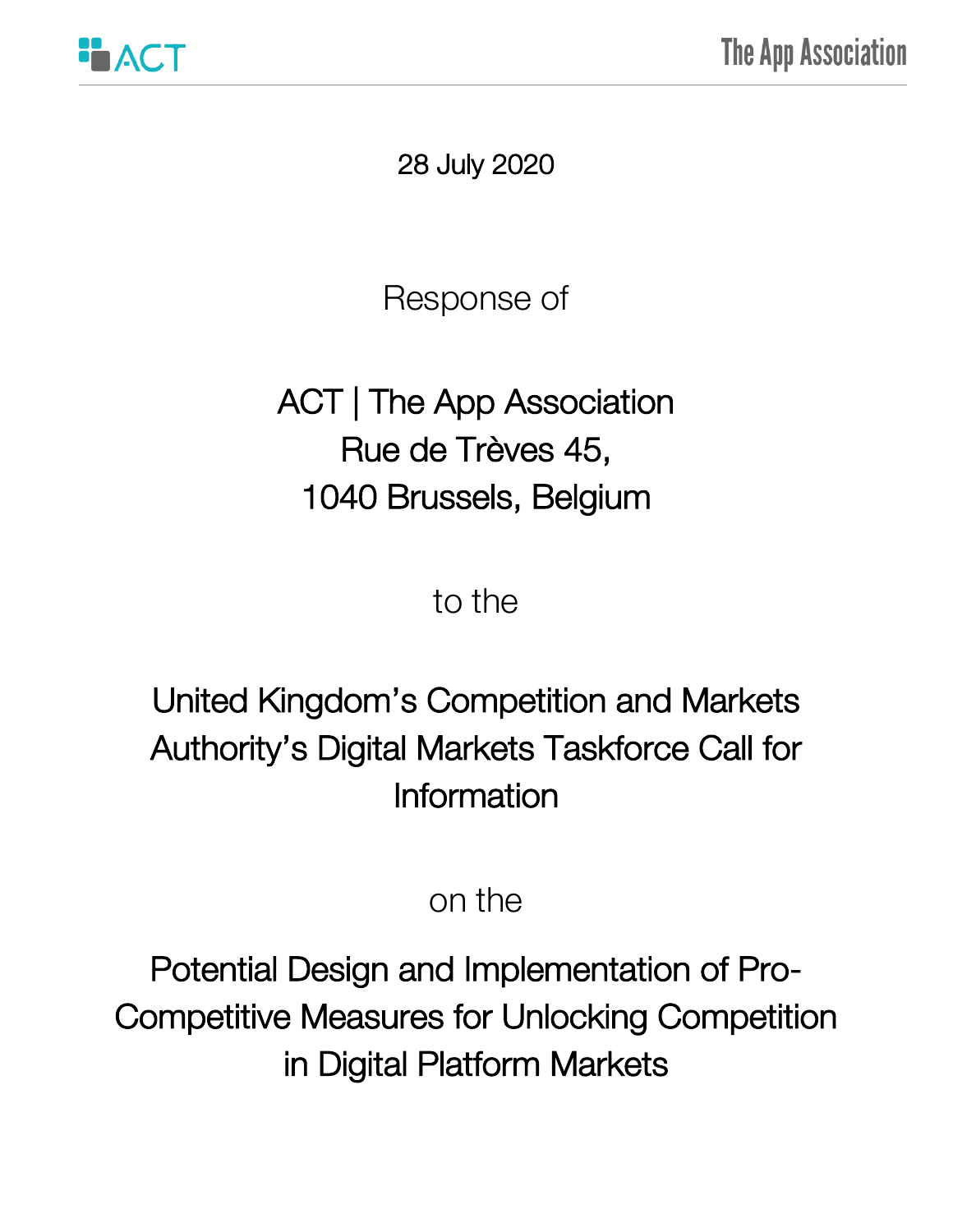28 July 2020

Response of

ACT | The App Association
Rue de Trèves 45,
1040 Brussels, Belgium

to the

United Kingdom's Competition and Markets Authority's Digital Markets Taskforce Call for Information

on the

Potential Design and Implementation of Pro-Competitive Measures for Unlocking Competition in Digital Platform Markets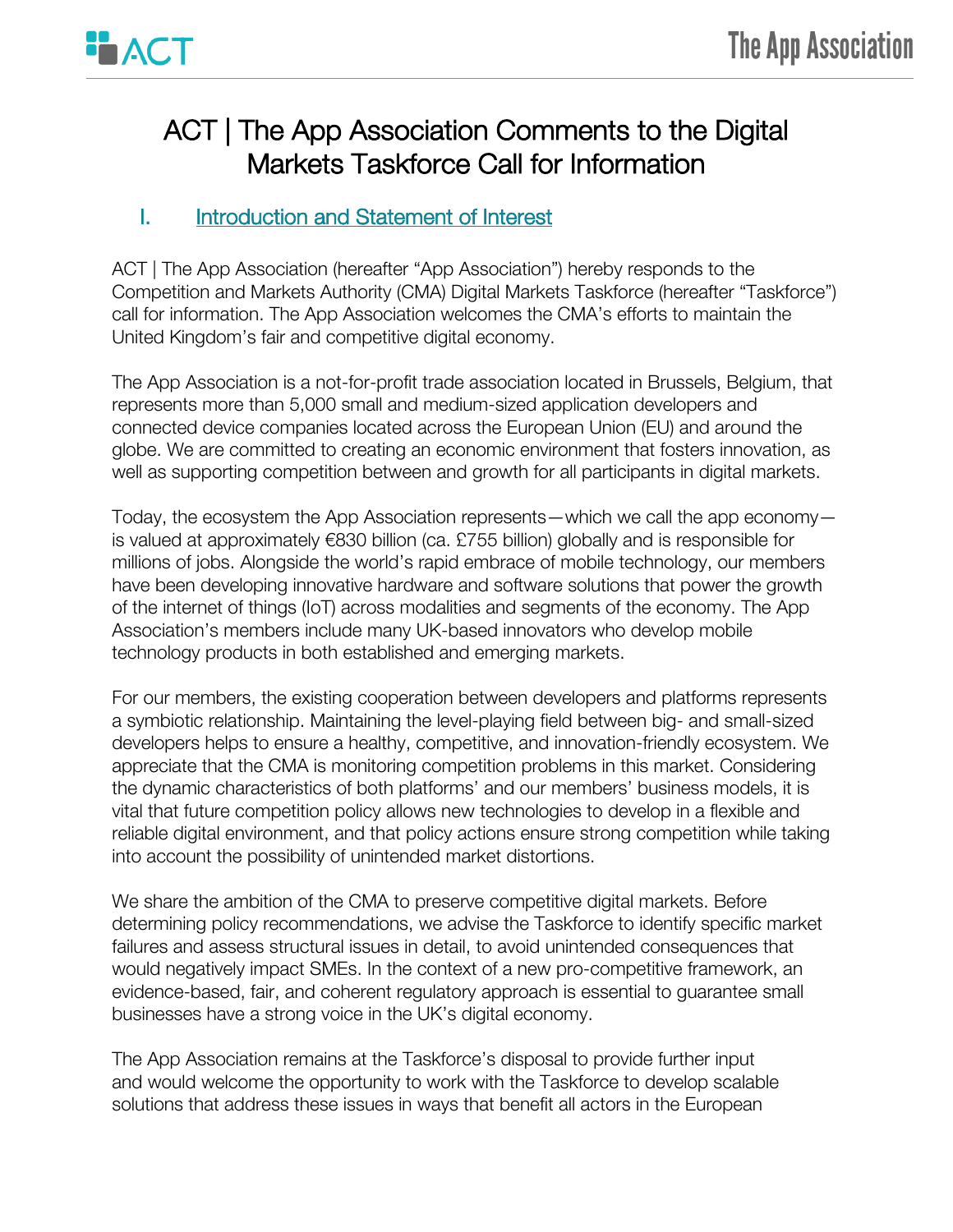# ACT | The App Association Comments to the Digital Markets Taskforce Call for Information

## I. Introduction and Statement of Interest

ACT | The App Association (hereafter "App Association") hereby responds to the Competition and Markets Authority (CMA) Digital Markets Taskforce (hereafter "Taskforce") call for information. The App Association welcomes the CMA's efforts to maintain the United Kingdom's fair and competitive digital economy.

The App Association is a not-for-profit trade association located in Brussels, Belgium, that represents more than 5,000 small and medium-sized application developers and connected device companies located across the European Union (EU) and around the globe. We are committed to creating an economic environment that fosters innovation, as well as supporting competition between and growth for all participants in digital markets.

Today, the ecosystem the App Association represents—which we call the app economy—is valued at approximately €830 billion (ca. £755 billion) globally and is responsible for millions of jobs. Alongside the world's rapid embrace of mobile technology, our members have been developing innovative hardware and software solutions that power the growth of the internet of things (IoT) across modalities and segments of the economy. The App Association's members include many UK-based innovators who develop mobile technology products in both established and emerging markets.

For our members, the existing cooperation between developers and platforms represents a symbiotic relationship. Maintaining the level-playing field between big- and small-sized developers helps to ensure a healthy, competitive, and innovation-friendly ecosystem. We appreciate that the CMA is monitoring competition problems in this market. Considering the dynamic characteristics of both platforms' and our members' business models, it is vital that future competition policy allows new technologies to develop in a flexible and reliable digital environment, and that policy actions ensure strong competition while taking into account the possibility of unintended market distortions.

We share the ambition of the CMA to preserve competitive digital markets. Before determining policy recommendations, we advise the Taskforce to identify specific market failures and assess structural issues in detail, to avoid unintended consequences that would negatively impact SMEs. In the context of a new pro-competitive framework, an evidence-based, fair, and coherent regulatory approach is essential to guarantee small businesses have a strong voice in the UK's digital economy.

The App Association remains at the Taskforce's disposal to provide further input and would welcome the opportunity to work with the Taskforce to develop scalable solutions that address these issues in ways that benefit all actors in the European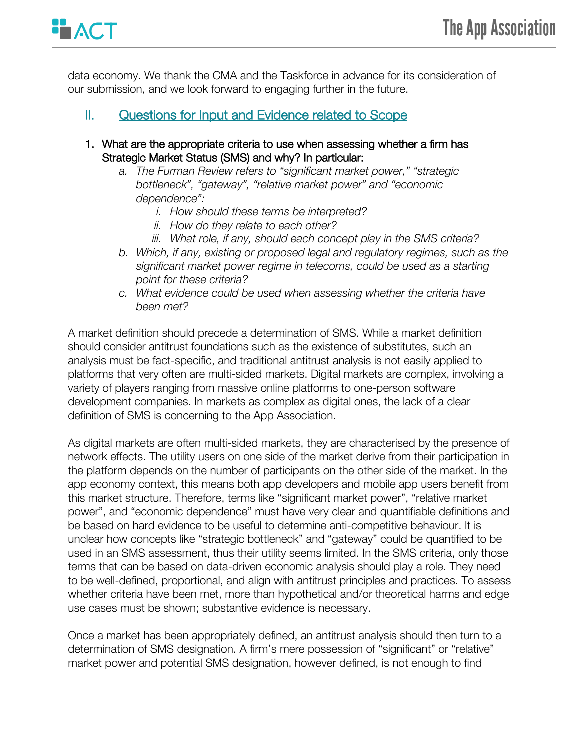data economy. We thank the CMA and the Taskforce in advance for its consideration of our submission, and we look forward to engaging further in the future.

## II. Questions for Input and Evidence related to Scope

1. **What are the appropriate criteria to use when assessing whether a firm has Strategic Market Status (SMS) and why? In particular:**
   a. *The Furman Review refers to "significant market power," "strategic bottleneck", "gateway", "relative market power" and "economic dependence":*
      i. *How should these terms be interpreted?*
      ii. *How do they relate to each other?*
      iii. *What role, if any, should each concept play in the SMS criteria?*

   b. *Which, if any, existing or proposed legal and regulatory regimes, such as the significant market power regime in telecoms, could be used as a starting point for these criteria?*

   c. *What evidence could be used when assessing whether the criteria have been met?*

A market definition should precede a determination of SMS. While a market definition should consider antitrust foundations such as the existence of substitutes, such an analysis must be fact-specific, and traditional antitrust analysis is not easily applied to platforms that very often are multi-sided markets. Digital markets are complex, involving a variety of players ranging from massive online platforms to one-person software development companies. In markets as complex as digital ones, the lack of a clear definition of SMS is concerning to the App Association.

As digital markets are often multi-sided markets, they are characterised by the presence of network effects. The utility users on one side of the market derive from their participation in the platform depends on the number of participants on the other side of the market. In the app economy context, this means both app developers and mobile app users benefit from this market structure. Therefore, terms like "significant market power", "relative market power", and "economic dependence" must have very clear and quantifiable definitions and be based on hard evidence to be useful to determine anti-competitive behaviour. It is unclear how concepts like "strategic bottleneck" and "gateway" could be quantified to be used in an SMS assessment, thus their utility seems limited. In the SMS criteria, only those terms that can be based on data-driven economic analysis should play a role. They need to be well-defined, proportional, and align with antitrust principles and practices. To assess whether criteria have been met, more than hypothetical and/or theoretical harms and edge use cases must be shown; substantive evidence is necessary.

Once a market has been appropriately defined, an antitrust analysis should then turn to a determination of SMS designation. A firm's mere possession of "significant" or "relative" market power and potential SMS designation, however defined, is not enough to find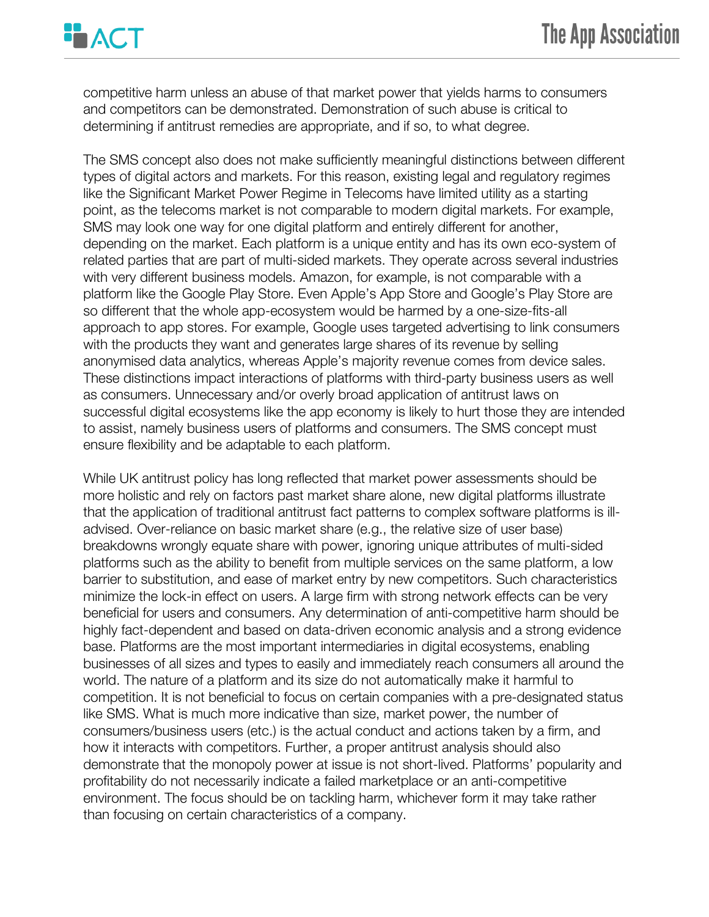competitive harm unless an abuse of that market power that yields harms to consumers and competitors can be demonstrated. Demonstration of such abuse is critical to determining if antitrust remedies are appropriate, and if so, to what degree.

The SMS concept also does not make sufficiently meaningful distinctions between different types of digital actors and markets. For this reason, existing legal and regulatory regimes like the Significant Market Power Regime in Telecoms have limited utility as a starting point, as the telecoms market is not comparable to modern digital markets. For example, SMS may look one way for one digital platform and entirely different for another, depending on the market. Each platform is a unique entity and has its own eco-system of related parties that are part of multi-sided markets. They operate across several industries with very different business models. Amazon, for example, is not comparable with a platform like the Google Play Store. Even Apple's App Store and Google's Play Store are so different that the whole app-ecosystem would be harmed by a one-size-fits-all approach to app stores. For example, Google uses targeted advertising to link consumers with the products they want and generates large shares of its revenue by selling anonymised data analytics, whereas Apple's majority revenue comes from device sales. These distinctions impact interactions of platforms with third-party business users as well as consumers. Unnecessary and/or overly broad application of antitrust laws on successful digital ecosystems like the app economy is likely to hurt those they are intended to assist, namely business users of platforms and consumers. The SMS concept must ensure flexibility and be adaptable to each platform.

While UK antitrust policy has long reflected that market power assessments should be more holistic and rely on factors past market share alone, new digital platforms illustrate that the application of traditional antitrust fact patterns to complex software platforms is ill-advised. Over-reliance on basic market share (e.g., the relative size of user base) breakdowns wrongly equate share with power, ignoring unique attributes of multi-sided platforms such as the ability to benefit from multiple services on the same platform, a low barrier to substitution, and ease of market entry by new competitors. Such characteristics minimize the lock-in effect on users. A large firm with strong network effects can be very beneficial for users and consumers. Any determination of anti-competitive harm should be highly fact-dependent and based on data-driven economic analysis and a strong evidence base. Platforms are the most important intermediaries in digital ecosystems, enabling businesses of all sizes and types to easily and immediately reach consumers all around the world. The nature of a platform and its size do not automatically make it harmful to competition. It is not beneficial to focus on certain companies with a pre-designated status like SMS. What is much more indicative than size, market power, the number of consumers/business users (etc.) is the actual conduct and actions taken by a firm, and how it interacts with competitors. Further, a proper antitrust analysis should also demonstrate that the monopoly power at issue is not short-lived. Platforms' popularity and profitability do not necessarily indicate a failed marketplace or an anti-competitive environment. The focus should be on tackling harm, whichever form it may take rather than focusing on certain characteristics of a company.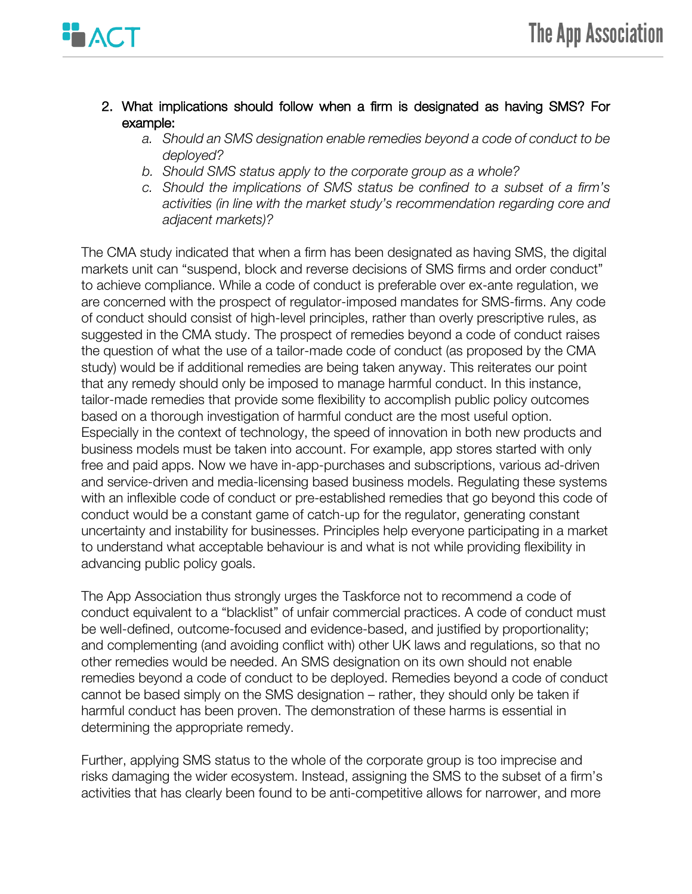2. What implications should follow when a firm is designated as having SMS? For example:
    a. *Should an SMS designation enable remedies beyond a code of conduct to be deployed?*
    b. *Should SMS status apply to the corporate group as a whole?*
    c. *Should the implications of SMS status be confined to a subset of a firm's activities (in line with the market study's recommendation regarding core and adjacent markets)?*

The CMA study indicated that when a firm has been designated as having SMS, the digital markets unit can "suspend, block and reverse decisions of SMS firms and order conduct" to achieve compliance. While a code of conduct is preferable over ex-ante regulation, we are concerned with the prospect of regulator-imposed mandates for SMS-firms. Any code of conduct should consist of high-level principles, rather than overly prescriptive rules, as suggested in the CMA study. The prospect of remedies beyond a code of conduct raises the question of what the use of a tailor-made code of conduct (as proposed by the CMA study) would be if additional remedies are being taken anyway. This reiterates our point that any remedy should only be imposed to manage harmful conduct. In this instance, tailor-made remedies that provide some flexibility to accomplish public policy outcomes based on a thorough investigation of harmful conduct are the most useful option. Especially in the context of technology, the speed of innovation in both new products and business models must be taken into account. For example, app stores started with only free and paid apps. Now we have in-app-purchases and subscriptions, various ad-driven and service-driven and media-licensing based business models. Regulating these systems with an inflexible code of conduct or pre-established remedies that go beyond this code of conduct would be a constant game of catch-up for the regulator, generating constant uncertainty and instability for businesses. Principles help everyone participating in a market to understand what acceptable behaviour is and what is not while providing flexibility in advancing public policy goals.

The App Association thus strongly urges the Taskforce not to recommend a code of conduct equivalent to a "blacklist" of unfair commercial practices. A code of conduct must be well-defined, outcome-focused and evidence-based, and justified by proportionality; and complementing (and avoiding conflict with) other UK laws and regulations, so that no other remedies would be needed. An SMS designation on its own should not enable remedies beyond a code of conduct to be deployed. Remedies beyond a code of conduct cannot be based simply on the SMS designation – rather, they should only be taken if harmful conduct has been proven. The demonstration of these harms is essential in determining the appropriate remedy.

Further, applying SMS status to the whole of the corporate group is too imprecise and risks damaging the wider ecosystem. Instead, assigning the SMS to the subset of a firm's activities that has clearly been found to be anti-competitive allows for narrower, and more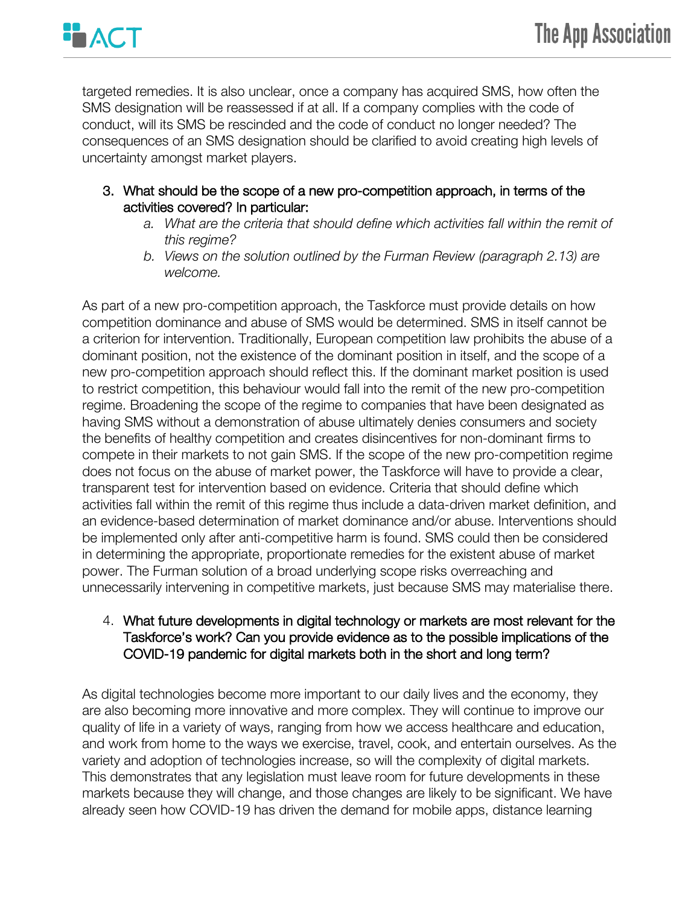targeted remedies. It is also unclear, once a company has acquired SMS, how often the SMS designation will be reassessed if at all. If a company complies with the code of conduct, will its SMS be rescinded and the code of conduct no longer needed? The consequences of an SMS designation should be clarified to avoid creating high levels of uncertainty amongst market players.

3. What should be the scope of a new pro-competition approach, in terms of the activities covered? In particular:
    a. *What are the criteria that should define which activities fall within the remit of this regime?*
    b. *Views on the solution outlined by the Furman Review (paragraph 2.13) are welcome.*

As part of a new pro-competition approach, the Taskforce must provide details on how competition dominance and abuse of SMS would be determined. SMS in itself cannot be a criterion for intervention. Traditionally, European competition law prohibits the abuse of a dominant position, not the existence of the dominant position in itself, and the scope of a new pro-competition approach should reflect this. If the dominant market position is used to restrict competition, this behaviour would fall into the remit of the new pro-competition regime. Broadening the scope of the regime to companies that have been designated as having SMS without a demonstration of abuse ultimately denies consumers and society the benefits of healthy competition and creates disincentives for non-dominant firms to compete in their markets to not gain SMS. If the scope of the new pro-competition regime does not focus on the abuse of market power, the Taskforce will have to provide a clear, transparent test for intervention based on evidence. Criteria that should define which activities fall within the remit of this regime thus include a data-driven market definition, and an evidence-based determination of market dominance and/or abuse. Interventions should be implemented only after anti-competitive harm is found. SMS could then be considered in determining the appropriate, proportionate remedies for the existent abuse of market power. The Furman solution of a broad underlying scope risks overreaching and unnecessarily intervening in competitive markets, just because SMS may materialise there.

4. What future developments in digital technology or markets are most relevant for the Taskforce's work? Can you provide evidence as to the possible implications of the COVID-19 pandemic for digital markets both in the short and long term?

As digital technologies become more important to our daily lives and the economy, they are also becoming more innovative and more complex. They will continue to improve our quality of life in a variety of ways, ranging from how we access healthcare and education, and work from home to the ways we exercise, travel, cook, and entertain ourselves. As the variety and adoption of technologies increase, so will the complexity of digital markets. This demonstrates that any legislation must leave room for future developments in these markets because they will change, and those changes are likely to be significant. We have already seen how COVID-19 has driven the demand for mobile apps, distance learning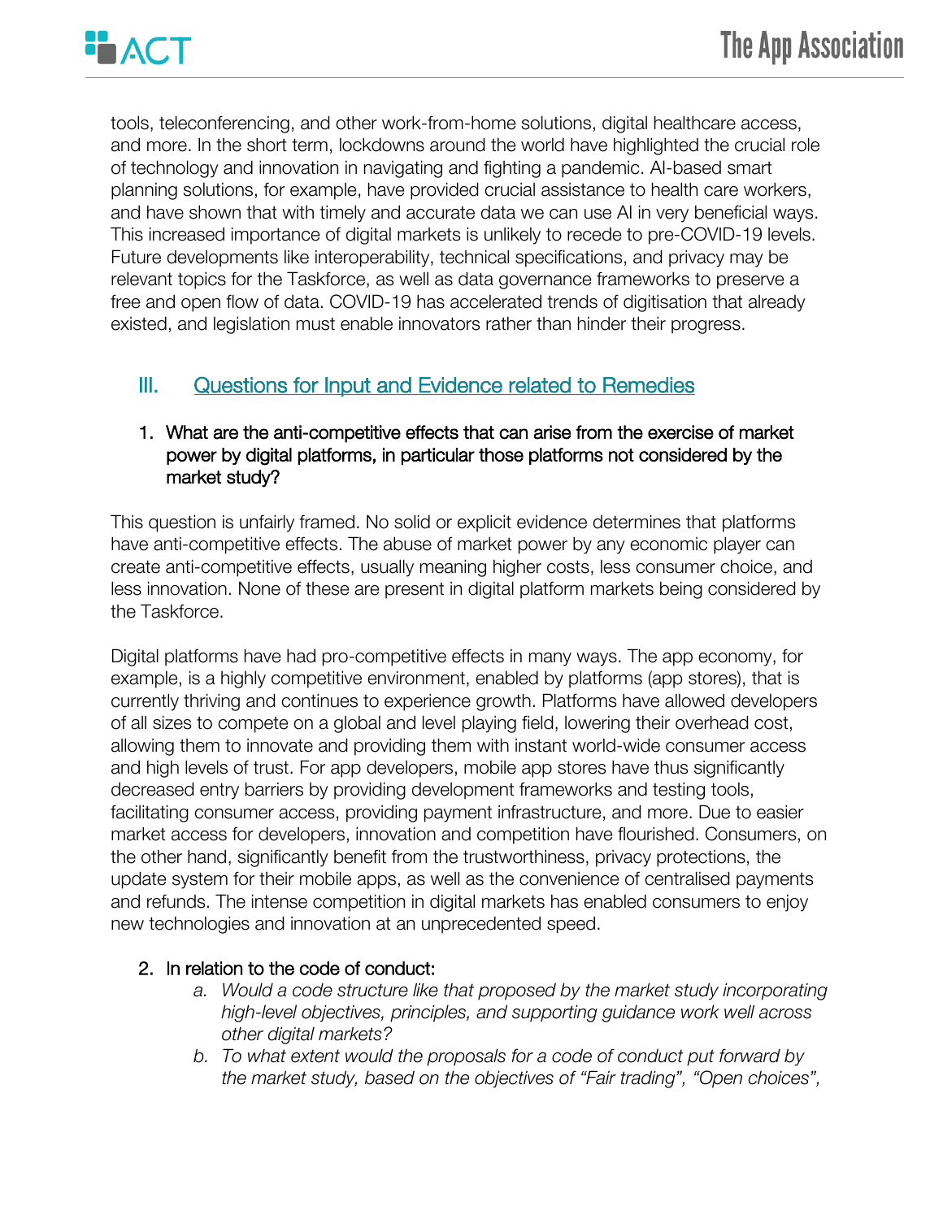tools, teleconferencing, and other work-from-home solutions, digital healthcare access, and more. In the short term, lockdowns around the world have highlighted the crucial role of technology and innovation in navigating and fighting a pandemic. AI-based smart planning solutions, for example, have provided crucial assistance to health care workers, and have shown that with timely and accurate data we can use AI in very beneficial ways. This increased importance of digital markets is unlikely to recede to pre-COVID-19 levels. Future developments like interoperability, technical specifications, and privacy may be relevant topics for the Taskforce, as well as data governance frameworks to preserve a free and open flow of data. COVID-19 has accelerated trends of digitisation that already existed, and legislation must enable innovators rather than hinder their progress.

## III. Questions for Input and Evidence related to Remedies

1. What are the anti-competitive effects that can arise from the exercise of market power by digital platforms, in particular those platforms not considered by the market study?

This question is unfairly framed. No solid or explicit evidence determines that platforms have anti-competitive effects. The abuse of market power by any economic player can create anti-competitive effects, usually meaning higher costs, less consumer choice, and less innovation. None of these are present in digital platform markets being considered by the Taskforce.

Digital platforms have had pro-competitive effects in many ways. The app economy, for example, is a highly competitive environment, enabled by platforms (app stores), that is currently thriving and continues to experience growth. Platforms have allowed developers of all sizes to compete on a global and level playing field, lowering their overhead cost, allowing them to innovate and providing them with instant world-wide consumer access and high levels of trust. For app developers, mobile app stores have thus significantly decreased entry barriers by providing development frameworks and testing tools, facilitating consumer access, providing payment infrastructure, and more. Due to easier market access for developers, innovation and competition have flourished. Consumers, on the other hand, significantly benefit from the trustworthiness, privacy protections, the update system for their mobile apps, as well as the convenience of centralised payments and refunds. The intense competition in digital markets has enabled consumers to enjoy new technologies and innovation at an unprecedented speed.

2. In relation to the code of conduct:
   a. *Would a code structure like that proposed by the market study incorporating high-level objectives, principles, and supporting guidance work well across other digital markets?*
   b. *To what extent would the proposals for a code of conduct put forward by the market study, based on the objectives of "Fair trading", "Open choices",*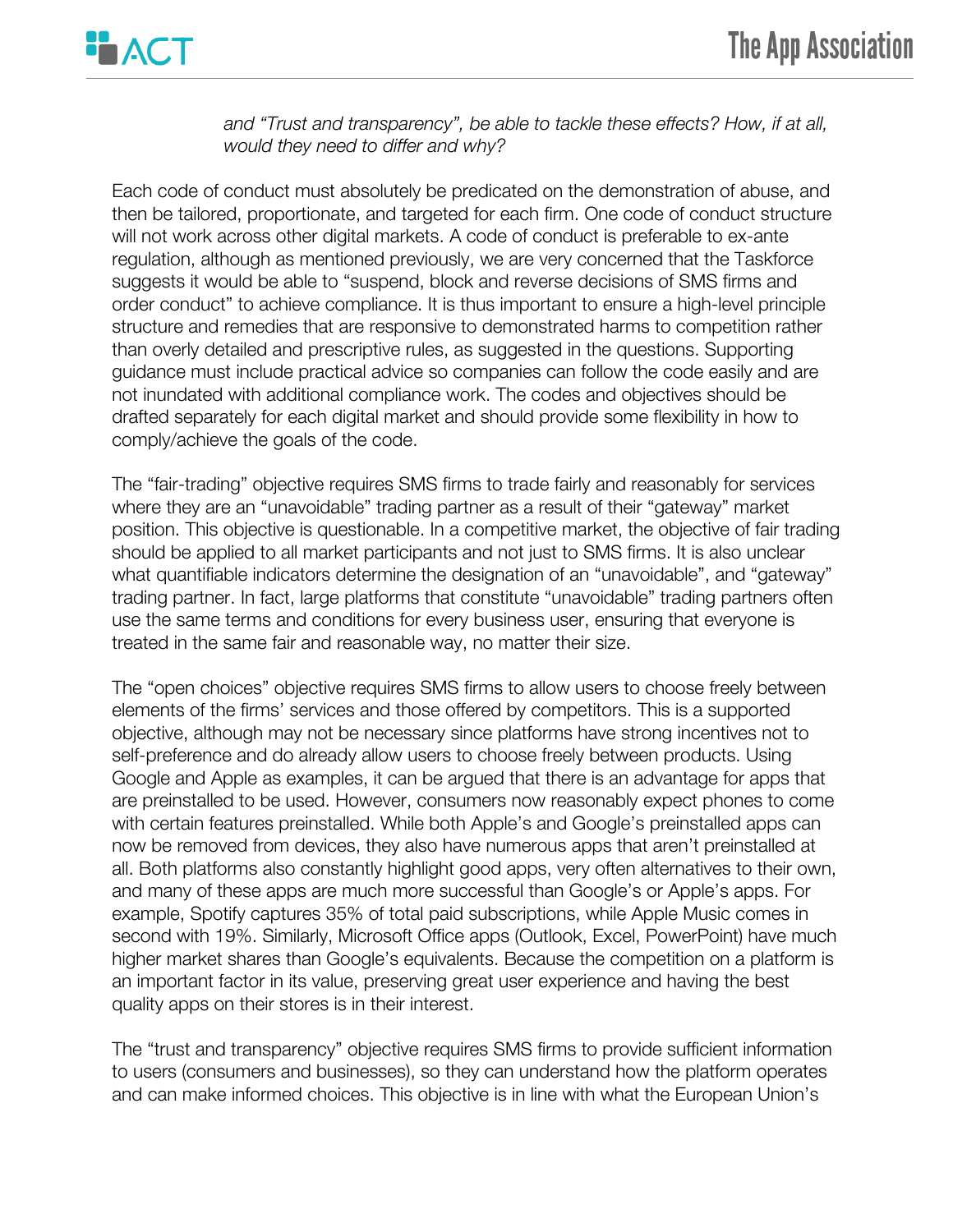*and "Trust and transparency", be able to tackle these effects? How, if at all, would they need to differ and why?*

Each code of conduct must absolutely be predicated on the demonstration of abuse, and then be tailored, proportionate, and targeted for each firm. One code of conduct structure will not work across other digital markets. A code of conduct is preferable to ex-ante regulation, although as mentioned previously, we are very concerned that the Taskforce suggests it would be able to "suspend, block and reverse decisions of SMS firms and order conduct" to achieve compliance. It is thus important to ensure a high-level principle structure and remedies that are responsive to demonstrated harms to competition rather than overly detailed and prescriptive rules, as suggested in the questions. Supporting guidance must include practical advice so companies can follow the code easily and are not inundated with additional compliance work. The codes and objectives should be drafted separately for each digital market and should provide some flexibility in how to comply/achieve the goals of the code.

The "fair-trading" objective requires SMS firms to trade fairly and reasonably for services where they are an "unavoidable" trading partner as a result of their "gateway" market position. This objective is questionable. In a competitive market, the objective of fair trading should be applied to all market participants and not just to SMS firms. It is also unclear what quantifiable indicators determine the designation of an "unavoidable", and "gateway" trading partner. In fact, large platforms that constitute "unavoidable" trading partners often use the same terms and conditions for every business user, ensuring that everyone is treated in the same fair and reasonable way, no matter their size.

The "open choices" objective requires SMS firms to allow users to choose freely between elements of the firms' services and those offered by competitors. This is a supported objective, although may not be necessary since platforms have strong incentives not to self-preference and do already allow users to choose freely between products. Using Google and Apple as examples, it can be argued that there is an advantage for apps that are preinstalled to be used. However, consumers now reasonably expect phones to come with certain features preinstalled. While both Apple's and Google's preinstalled apps can now be removed from devices, they also have numerous apps that aren't preinstalled at all. Both platforms also constantly highlight good apps, very often alternatives to their own, and many of these apps are much more successful than Google's or Apple's apps. For example, Spotify captures 35% of total paid subscriptions, while Apple Music comes in second with 19%. Similarly, Microsoft Office apps (Outlook, Excel, PowerPoint) have much higher market shares than Google's equivalents. Because the competition on a platform is an important factor in its value, preserving great user experience and having the best quality apps on their stores is in their interest.

The "trust and transparency" objective requires SMS firms to provide sufficient information to users (consumers and businesses), so they can understand how the platform operates and can make informed choices. This objective is in line with what the European Union's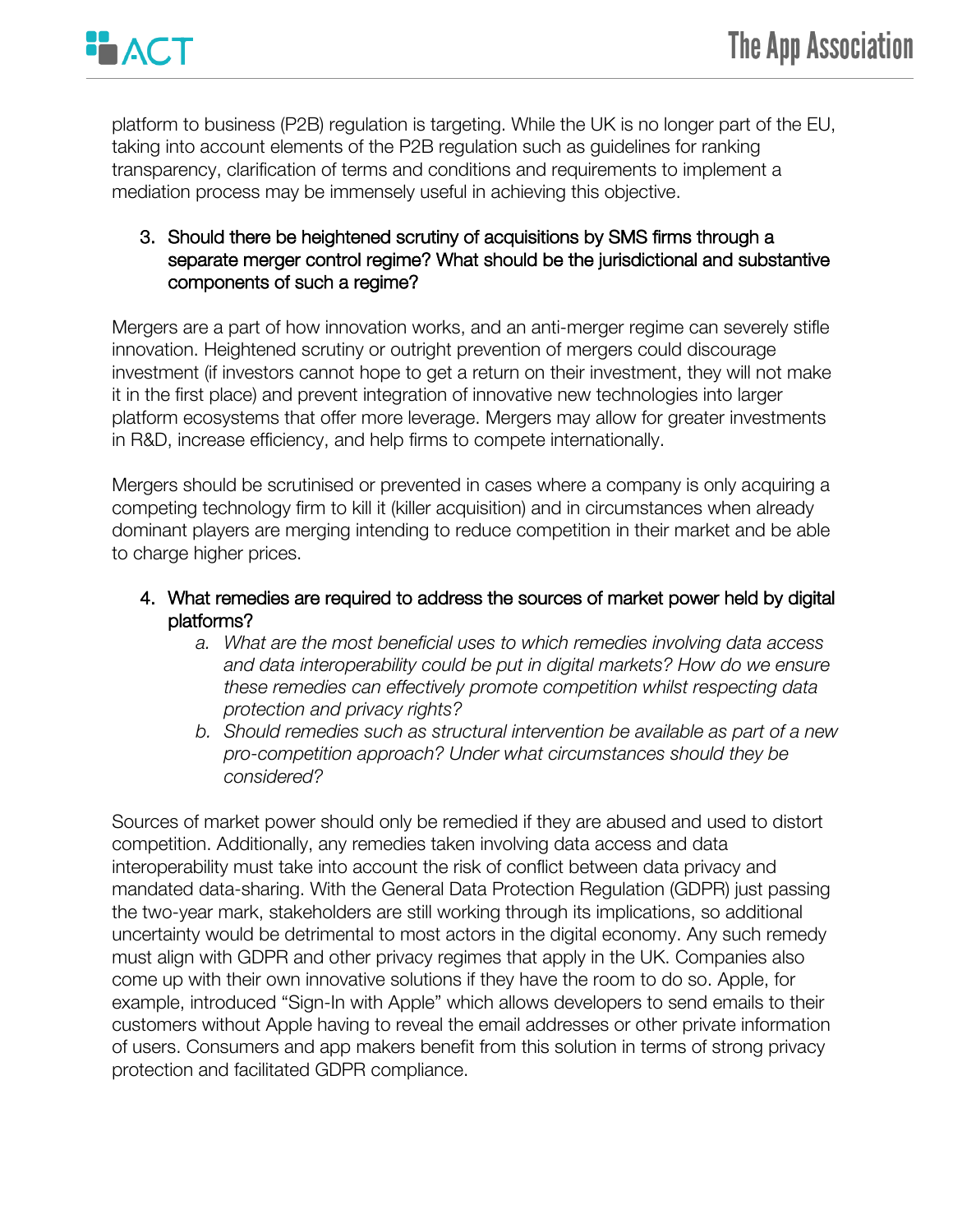platform to business (P2B) regulation is targeting. While the UK is no longer part of the EU, taking into account elements of the P2B regulation such as guidelines for ranking transparency, clarification of terms and conditions and requirements to implement a mediation process may be immensely useful in achieving this objective.

3. Should there be heightened scrutiny of acquisitions by SMS firms through a separate merger control regime? What should be the jurisdictional and substantive components of such a regime?

Mergers are a part of how innovation works, and an anti-merger regime can severely stifle innovation. Heightened scrutiny or outright prevention of mergers could discourage investment (if investors cannot hope to get a return on their investment, they will not make it in the first place) and prevent integration of innovative new technologies into larger platform ecosystems that offer more leverage. Mergers may allow for greater investments in R&D, increase efficiency, and help firms to compete internationally.

Mergers should be scrutinised or prevented in cases where a company is only acquiring a competing technology firm to kill it (killer acquisition) and in circumstances when already dominant players are merging intending to reduce competition in their market and be able to charge higher prices.

4. What remedies are required to address the sources of market power held by digital platforms?
    a. *What are the most beneficial uses to which remedies involving data access and data interoperability could be put in digital markets? How do we ensure these remedies can effectively promote competition whilst respecting data protection and privacy rights?*
    b. *Should remedies such as structural intervention be available as part of a new pro-competition approach? Under what circumstances should they be considered?*

Sources of market power should only be remedied if they are abused and used to distort competition. Additionally, any remedies taken involving data access and data interoperability must take into account the risk of conflict between data privacy and mandated data-sharing. With the General Data Protection Regulation (GDPR) just passing the two-year mark, stakeholders are still working through its implications, so additional uncertainty would be detrimental to most actors in the digital economy. Any such remedy must align with GDPR and other privacy regimes that apply in the UK. Companies also come up with their own innovative solutions if they have the room to do so. Apple, for example, introduced "Sign-In with Apple" which allows developers to send emails to their customers without Apple having to reveal the email addresses or other private information of users. Consumers and app makers benefit from this solution in terms of strong privacy protection and facilitated GDPR compliance.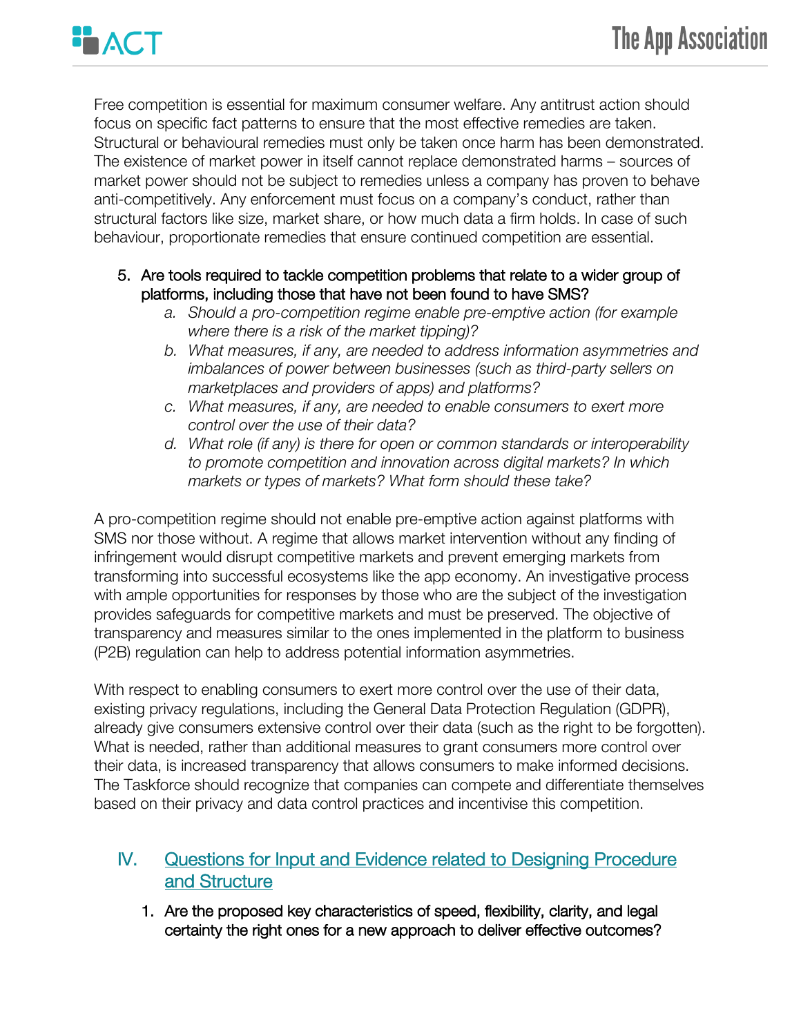Free competition is essential for maximum consumer welfare. Any antitrust action should focus on specific fact patterns to ensure that the most effective remedies are taken. Structural or behavioural remedies must only be taken once harm has been demonstrated. The existence of market power in itself cannot replace demonstrated harms – sources of market power should not be subject to remedies unless a company has proven to behave anti-competitively. Any enforcement must focus on a company's conduct, rather than structural factors like size, market share, or how much data a firm holds. In case of such behaviour, proportionate remedies that ensure continued competition are essential.

5. Are tools required to tackle competition problems that relate to a wider group of platforms, including those that have not been found to have SMS?
   a. *Should a pro-competition regime enable pre-emptive action (for example where there is a risk of the market tipping)?*
   b. *What measures, if any, are needed to address information asymmetries and imbalances of power between businesses (such as third-party sellers on marketplaces and providers of apps) and platforms?*
   c. *What measures, if any, are needed to enable consumers to exert more control over the use of their data?*
   d. *What role (if any) is there for open or common standards or interoperability to promote competition and innovation across digital markets? In which markets or types of markets? What form should these take?*

A pro-competition regime should not enable pre-emptive action against platforms with SMS nor those without. A regime that allows market intervention without any finding of infringement would disrupt competitive markets and prevent emerging markets from transforming into successful ecosystems like the app economy. An investigative process with ample opportunities for responses by those who are the subject of the investigation provides safeguards for competitive markets and must be preserved. The objective of transparency and measures similar to the ones implemented in the platform to business (P2B) regulation can help to address potential information asymmetries.

With respect to enabling consumers to exert more control over the use of their data, existing privacy regulations, including the General Data Protection Regulation (GDPR), already give consumers extensive control over their data (such as the right to be forgotten). What is needed, rather than additional measures to grant consumers more control over their data, is increased transparency that allows consumers to make informed decisions. The Taskforce should recognize that companies can compete and differentiate themselves based on their privacy and data control practices and incentivise this competition.

## IV. Questions for Input and Evidence related to Designing Procedure and Structure

1. Are the proposed key characteristics of speed, flexibility, clarity, and legal certainty the right ones for a new approach to deliver effective outcomes?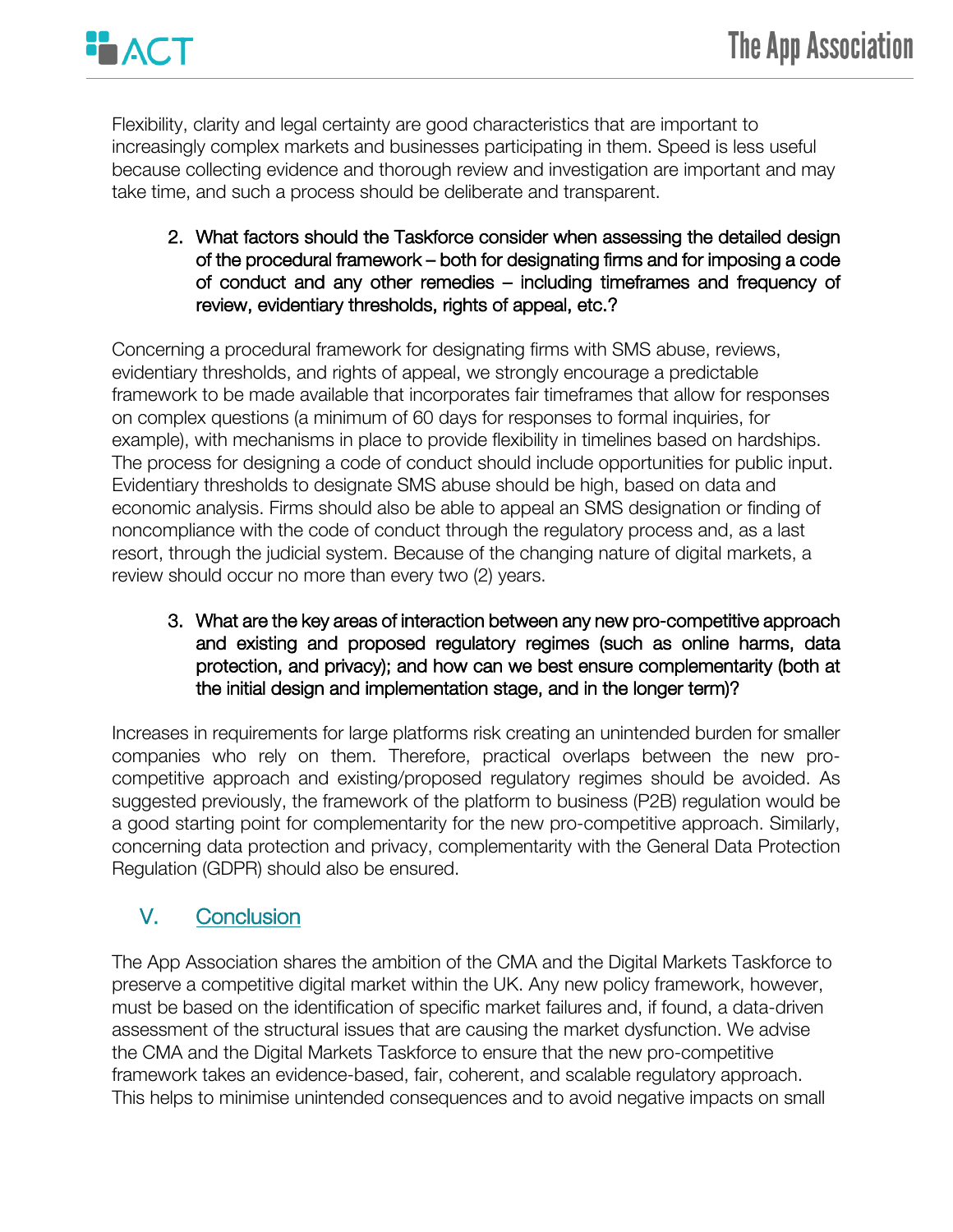Flexibility, clarity and legal certainty are good characteristics that are important to increasingly complex markets and businesses participating in them. Speed is less useful because collecting evidence and thorough review and investigation are important and may take time, and such a process should be deliberate and transparent.

2. What factors should the Taskforce consider when assessing the detailed design of the procedural framework – both for designating firms and for imposing a code of conduct and any other remedies – including timeframes and frequency of review, evidentiary thresholds, rights of appeal, etc.?

Concerning a procedural framework for designating firms with SMS abuse, reviews, evidentiary thresholds, and rights of appeal, we strongly encourage a predictable framework to be made available that incorporates fair timeframes that allow for responses on complex questions (a minimum of 60 days for responses to formal inquiries, for example), with mechanisms in place to provide flexibility in timelines based on hardships. The process for designing a code of conduct should include opportunities for public input. Evidentiary thresholds to designate SMS abuse should be high, based on data and economic analysis. Firms should also be able to appeal an SMS designation or finding of noncompliance with the code of conduct through the regulatory process and, as a last resort, through the judicial system. Because of the changing nature of digital markets, a review should occur no more than every two (2) years.

3. What are the key areas of interaction between any new pro-competitive approach and existing and proposed regulatory regimes (such as online harms, data protection, and privacy); and how can we best ensure complementarity (both at the initial design and implementation stage, and in the longer term)?

Increases in requirements for large platforms risk creating an unintended burden for smaller companies who rely on them. Therefore, practical overlaps between the new pro-competitive approach and existing/proposed regulatory regimes should be avoided. As suggested previously, the framework of the platform to business (P2B) regulation would be a good starting point for complementarity for the new pro-competitive approach. Similarly, concerning data protection and privacy, complementarity with the General Data Protection Regulation (GDPR) should also be ensured.

## V. Conclusion

The App Association shares the ambition of the CMA and the Digital Markets Taskforce to preserve a competitive digital market within the UK. Any new policy framework, however, must be based on the identification of specific market failures and, if found, a data-driven assessment of the structural issues that are causing the market dysfunction. We advise the CMA and the Digital Markets Taskforce to ensure that the new pro-competitive framework takes an evidence-based, fair, coherent, and scalable regulatory approach. This helps to minimise unintended consequences and to avoid negative impacts on small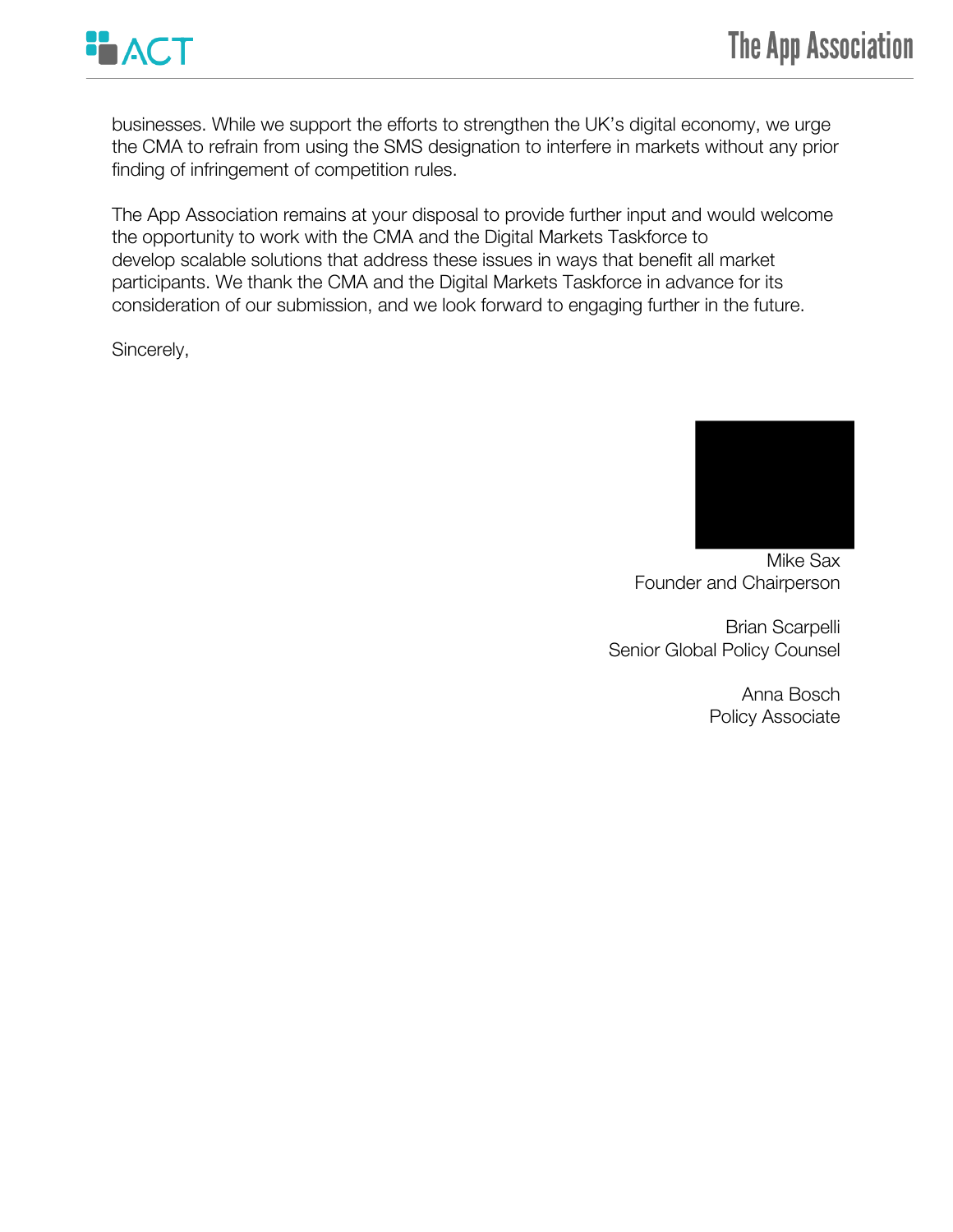businesses. While we support the efforts to strengthen the UK's digital economy, we urge the CMA to refrain from using the SMS designation to interfere in markets without any prior finding of infringement of competition rules.

The App Association remains at your disposal to provide further input and would welcome the opportunity to work with the CMA and the Digital Markets Taskforce to develop scalable solutions that address these issues in ways that benefit all market participants. We thank the CMA and the Digital Markets Taskforce in advance for its consideration of our submission, and we look forward to engaging further in the future.

Sincerely,

Mike Sax
Founder and Chairperson

Brian Scarpelli
Senior Global Policy Counsel

Anna Bosch
Policy Associate